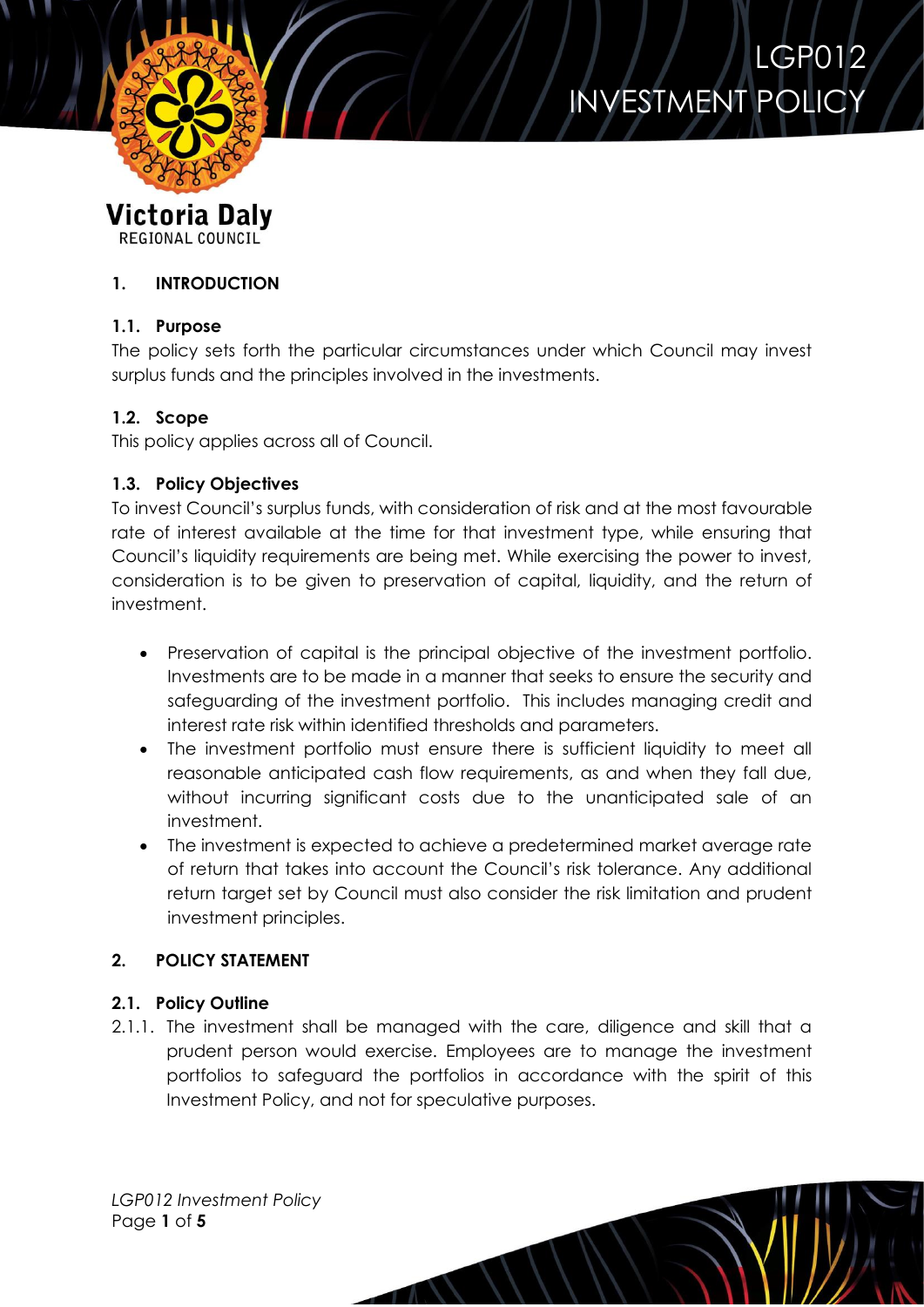# LGP012 INVESTMENT POLICY

Victoria Daly
REGIONAL COUNCIL

## 1. INTRODUCTION

### 1.1. Purpose

The policy sets forth the particular circumstances under which Council may invest surplus funds and the principles involved in the investments.

### 1.2. Scope

This policy applies across all of Council.

### 1.3. Policy Objectives

To invest Council's surplus funds, with consideration of risk and at the most favourable rate of interest available at the time for that investment type, while ensuring that Council's liquidity requirements are being met. While exercising the power to invest, consideration is to be given to preservation of capital, liquidity, and the return of investment.

- Preservation of capital is the principal objective of the investment portfolio. Investments are to be made in a manner that seeks to ensure the security and safeguarding of the investment portfolio. This includes managing credit and interest rate risk within identified thresholds and parameters.
- The investment portfolio must ensure there is sufficient liquidity to meet all reasonable anticipated cash flow requirements, as and when they fall due, without incurring significant costs due to the unanticipated sale of an investment.
- The investment is expected to achieve a predetermined market average rate of return that takes into account the Council's risk tolerance. Any additional return target set by Council must also consider the risk limitation and prudent investment principles.

## 2. POLICY STATEMENT

### 2.1. Policy Outline

2.1.1. The investment shall be managed with the care, diligence and skill that a prudent person would exercise. Employees are to manage the investment portfolios to safeguard the portfolios in accordance with the spirit of this Investment Policy, and not for speculative purposes.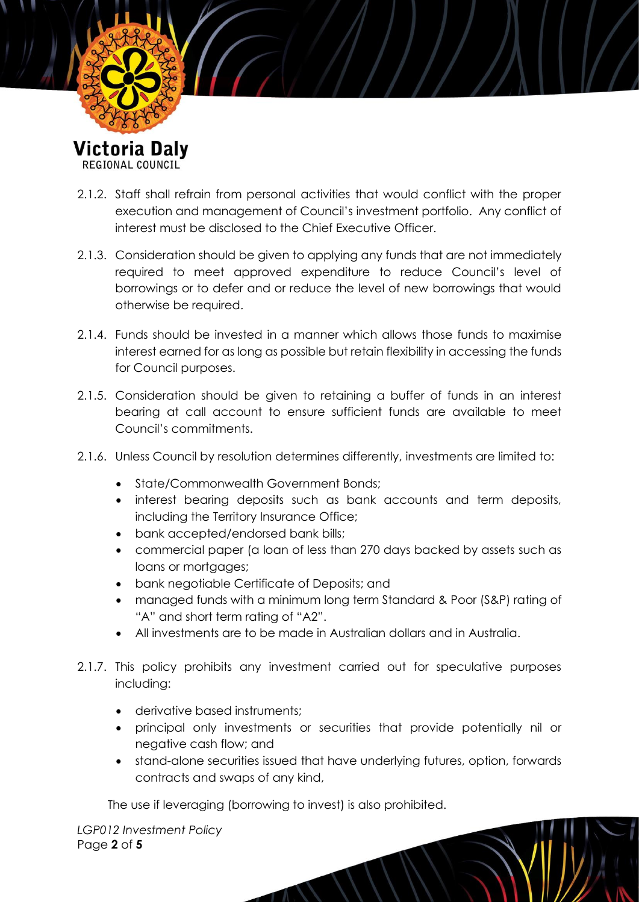2.1.2. Staff shall refrain from personal activities that would conflict with the proper execution and management of Council's investment portfolio. Any conflict of interest must be disclosed to the Chief Executive Officer.

2.1.3. Consideration should be given to applying any funds that are not immediately required to meet approved expenditure to reduce Council's level of borrowings or to defer and or reduce the level of new borrowings that would otherwise be required.

2.1.4. Funds should be invested in a manner which allows those funds to maximise interest earned for as long as possible but retain flexibility in accessing the funds for Council purposes.

2.1.5. Consideration should be given to retaining a buffer of funds in an interest bearing at call account to ensure sufficient funds are available to meet Council's commitments.

2.1.6. Unless Council by resolution determines differently, investments are limited to:

- State/Commonwealth Government Bonds;
- interest bearing deposits such as bank accounts and term deposits, including the Territory Insurance Office;
- bank accepted/endorsed bank bills;
- commercial paper (a loan of less than 270 days backed by assets such as loans or mortgages;
- bank negotiable Certificate of Deposits; and
- managed funds with a minimum long term Standard & Poor (S&P) rating of "A" and short term rating of "A2".
- All investments are to be made in Australian dollars and in Australia.

2.1.7. This policy prohibits any investment carried out for speculative purposes including:

- derivative based instruments;
- principal only investments or securities that provide potentially nil or negative cash flow; and
- stand-alone securities issued that have underlying futures, option, forwards contracts and swaps of any kind,

The use if leveraging (borrowing to invest) is also prohibited.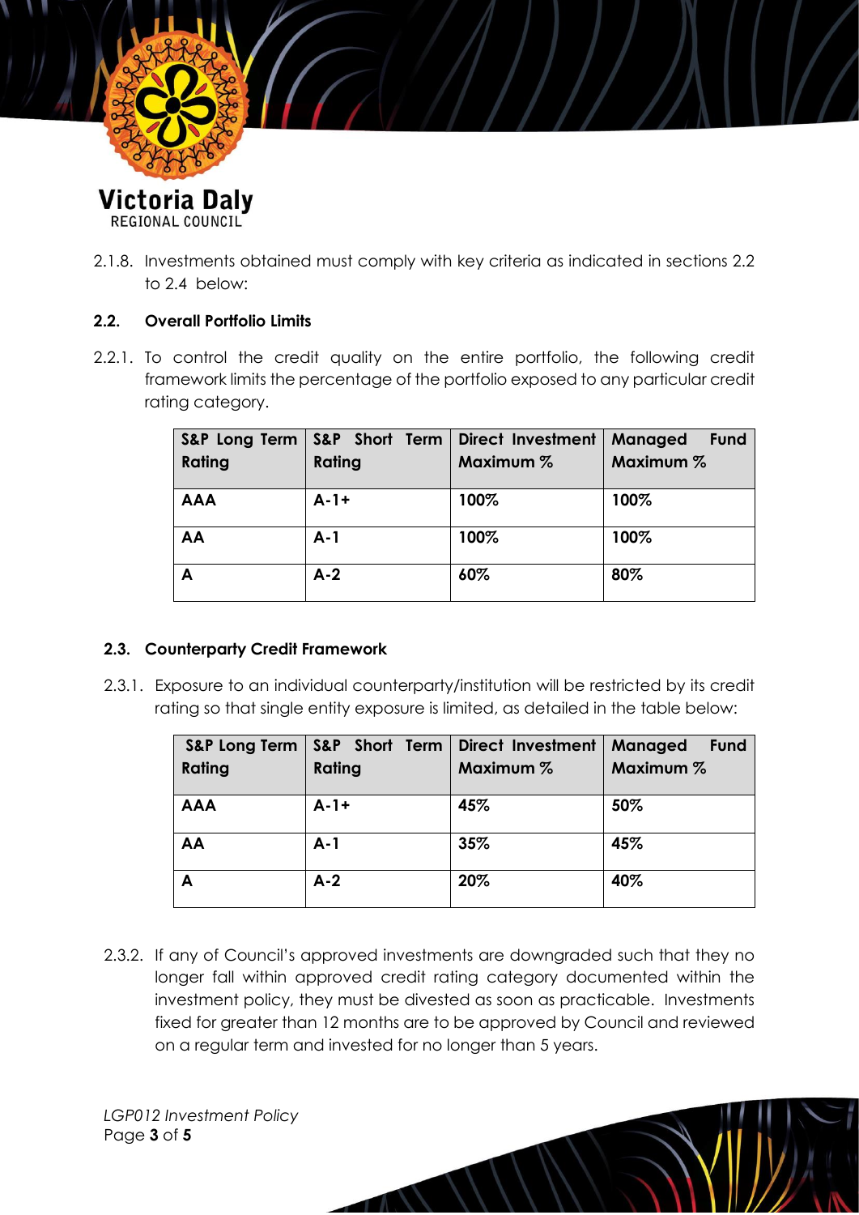2.1.8. Investments obtained must comply with key criteria as indicated in sections 2.2 to 2.4 below:

## 2.2. Overall Portfolio Limits

2.2.1. To control the credit quality on the entire portfolio, the following credit framework limits the percentage of the portfolio exposed to any particular credit rating category.

| S&P Long Term Rating | S&P Short Term Rating | Direct Investment Maximum % | Managed Fund Maximum % |
|---|---|---|---|
| **AAA** | **A-1+** | **100%** | **100%** |
| **AA** | **A-1** | **100%** | **100%** |
| **A** | **A-2** | **60%** | **80%** |

## 2.3. Counterparty Credit Framework

2.3.1. Exposure to an individual counterparty/institution will be restricted by its credit rating so that single entity exposure is limited, as detailed in the table below:

| S&P Long Term Rating | S&P Short Term Rating | Direct Investment Maximum % | Managed Fund Maximum % |
|---|---|---|---|
| **AAA** | **A-1+** | **45%** | **50%** |
| **AA** | **A-1** | **35%** | **45%** |
| **A** | **A-2** | **20%** | **40%** |

2.3.2. If any of Council's approved investments are downgraded such that they no longer fall within approved credit rating category documented within the investment policy, they must be divested as soon as practicable. Investments fixed for greater than 12 months are to be approved by Council and reviewed on a regular term and invested for no longer than 5 years.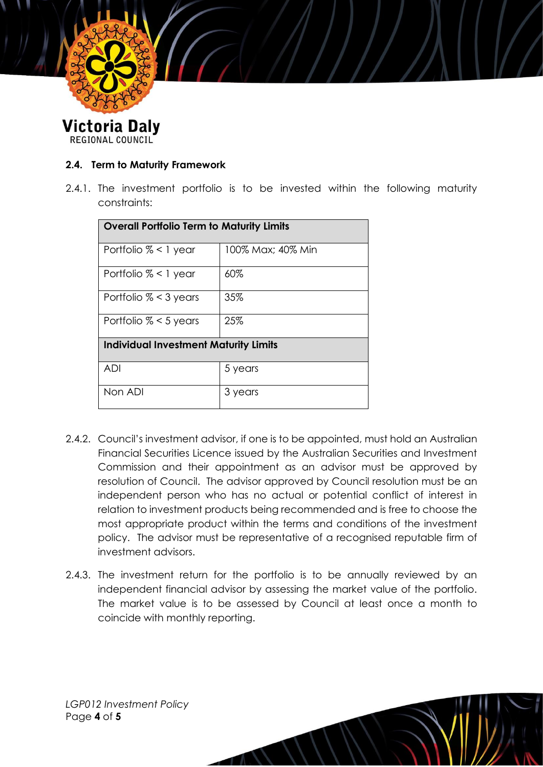### 2.4. Term to Maturity Framework

2.4.1. The investment portfolio is to be invested within the following maturity constraints:

| **Overall Portfolio Term to Maturity Limits** | |
|---|---|
| Portfolio % < 1 year | 100% Max; 40% Min |
| Portfolio % < 1 year | 60% |
| Portfolio % < 3 years | 35% |
| Portfolio % < 5 years | 25% |
| **Individual Investment Maturity Limits** | |
| ADI | 5 years |
| Non ADI | 3 years |

2.4.2. Council's investment advisor, if one is to be appointed, must hold an Australian Financial Securities Licence issued by the Australian Securities and Investment Commission and their appointment as an advisor must be approved by resolution of Council. The advisor approved by Council resolution must be an independent person who has no actual or potential conflict of interest in relation to investment products being recommended and is free to choose the most appropriate product within the terms and conditions of the investment policy. The advisor must be representative of a recognised reputable firm of investment advisors.

2.4.3. The investment return for the portfolio is to be annually reviewed by an independent financial advisor by assessing the market value of the portfolio. The market value is to be assessed by Council at least once a month to coincide with monthly reporting.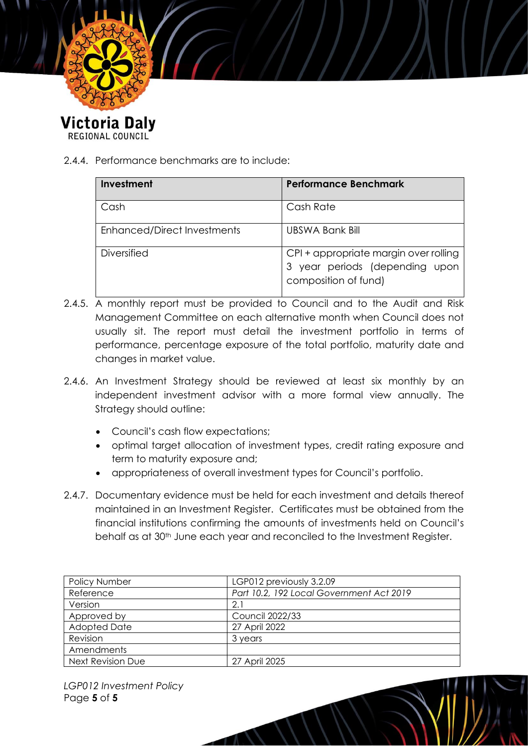2.4.4. Performance benchmarks are to include:

| Investment | Performance Benchmark |
|---|---|
| Cash | Cash Rate |
| Enhanced/Direct Investments | UBSWA Bank Bill |
| Diversified | CPI + appropriate margin over rolling 3 year periods (depending upon composition of fund) |

2.4.5. A monthly report must be provided to Council and to the Audit and Risk Management Committee on each alternative month when Council does not usually sit. The report must detail the investment portfolio in terms of performance, percentage exposure of the total portfolio, maturity date and changes in market value.

2.4.6. An Investment Strategy should be reviewed at least six monthly by an independent investment advisor with a more formal view annually. The Strategy should outline:

- Council's cash flow expectations;
- optimal target allocation of investment types, credit rating exposure and term to maturity exposure and;
- appropriateness of overall investment types for Council's portfolio.

2.4.7. Documentary evidence must be held for each investment and details thereof maintained in an Investment Register. Certificates must be obtained from the financial institutions confirming the amounts of investments held on Council's behalf as at 30th June each year and reconciled to the Investment Register.

| | |
|---|---|
| Policy Number | LGP012 previously 3.2.09 |
| Reference | *Part 10.2, 192 Local Government Act 2019* |
| Version | 2.1 |
| Approved by | Council 2022/33 |
| Adopted Date | 27 April 2022 |
| Revision | 3 years |
| Amendments | |
| Next Revision Due | 27 April 2025 |